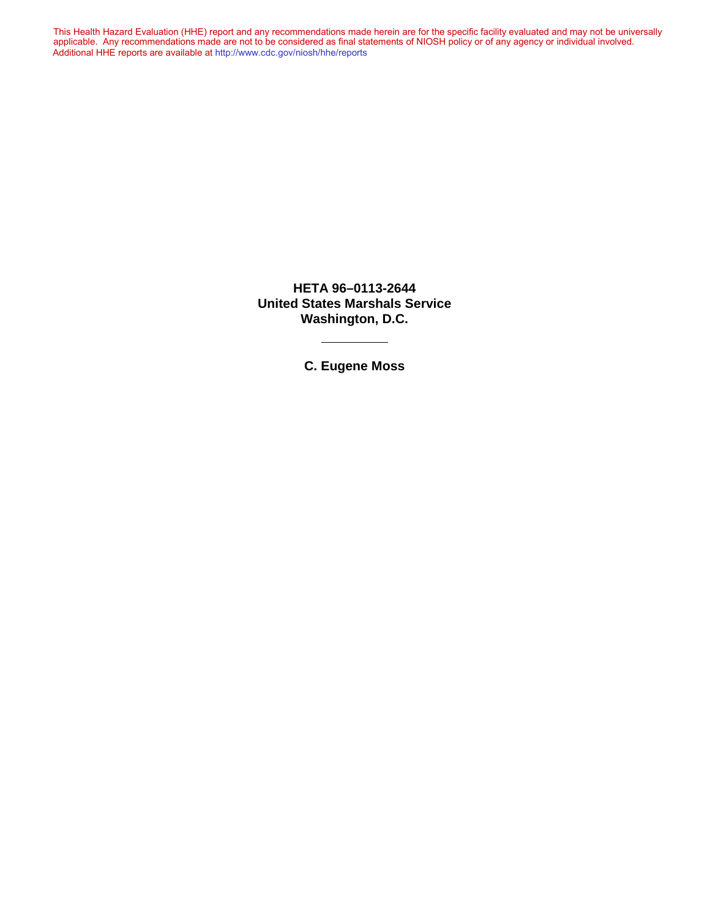This Health Hazard Evaluation (HHE) report and any recommendations made herein are for the specific facility evaluated and may not be universally applicable. Any recommendations made are not to be considered as final statements of NIOSH policy or of any agency or individual involved. Additional HHE reports are available at http://www.cdc.gov/niosh/hhe/reports

**HETA 96–0113-2644**
**United States Marshals Service**
**Washington, D.C.**

---

**C. Eugene Moss**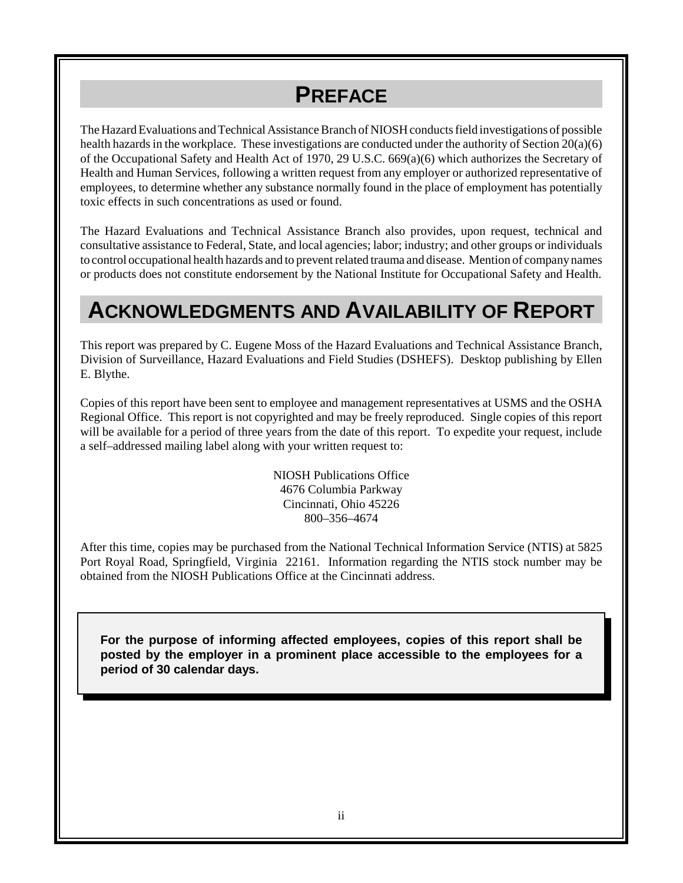# PREFACE

The Hazard Evaluations and Technical Assistance Branch of NIOSH conducts field investigations of possible health hazards in the workplace. These investigations are conducted under the authority of Section 20(a)(6) of the Occupational Safety and Health Act of 1970, 29 U.S.C. 669(a)(6) which authorizes the Secretary of Health and Human Services, following a written request from any employer or authorized representative of employees, to determine whether any substance normally found in the place of employment has potentially toxic effects in such concentrations as used or found.

The Hazard Evaluations and Technical Assistance Branch also provides, upon request, technical and consultative assistance to Federal, State, and local agencies; labor; industry; and other groups or individuals to control occupational health hazards and to prevent related trauma and disease. Mention of company names or products does not constitute endorsement by the National Institute for Occupational Safety and Health.

# ACKNOWLEDGMENTS AND AVAILABILITY OF REPORT

This report was prepared by C. Eugene Moss of the Hazard Evaluations and Technical Assistance Branch, Division of Surveillance, Hazard Evaluations and Field Studies (DSHEFS). Desktop publishing by Ellen E. Blythe.

Copies of this report have been sent to employee and management representatives at USMS and the OSHA Regional Office. This report is not copyrighted and may be freely reproduced. Single copies of this report will be available for a period of three years from the date of this report. To expedite your request, include a self–addressed mailing label along with your written request to:

NIOSH Publications Office
4676 Columbia Parkway
Cincinnati, Ohio 45226
800–356–4674

After this time, copies may be purchased from the National Technical Information Service (NTIS) at 5825 Port Royal Road, Springfield, Virginia 22161. Information regarding the NTIS stock number may be obtained from the NIOSH Publications Office at the Cincinnati address.

**For the purpose of informing affected employees, copies of this report shall be posted by the employer in a prominent place accessible to the employees for a period of 30 calendar days.**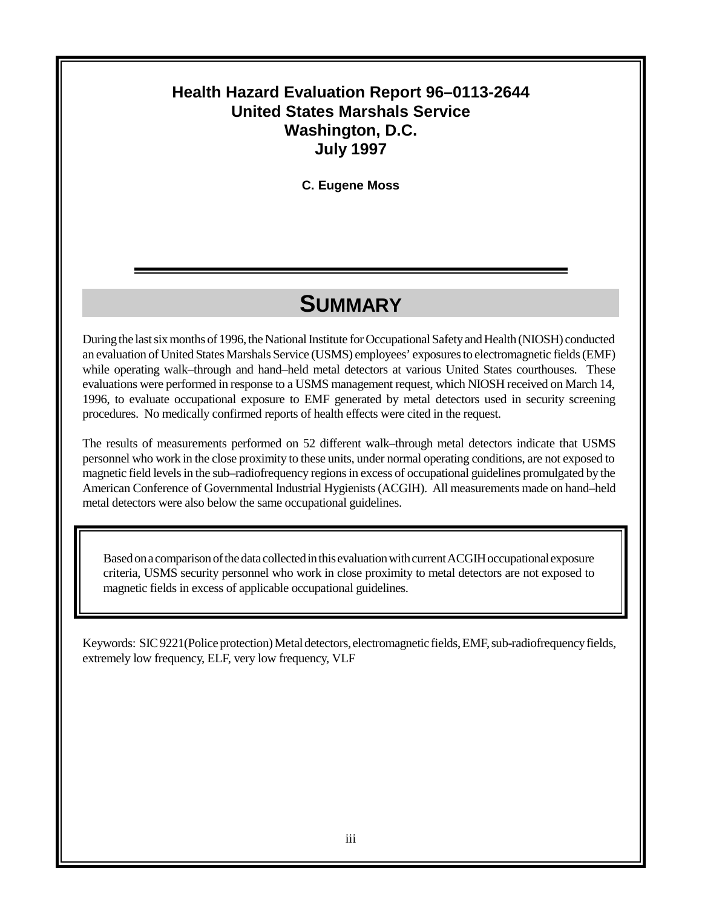# Health Hazard Evaluation Report 96–0113-2644
# United States Marshals Service
# Washington, D.C.
# July 1997

**C. Eugene Moss**

## SUMMARY

During the last six months of 1996, the National Institute for Occupational Safety and Health (NIOSH) conducted an evaluation of United States Marshals Service (USMS) employees' exposures to electromagnetic fields (EMF) while operating walk–through and hand–held metal detectors at various United States courthouses. These evaluations were performed in response to a USMS management request, which NIOSH received on March 14, 1996, to evaluate occupational exposure to EMF generated by metal detectors used in security screening procedures. No medically confirmed reports of health effects were cited in the request.

The results of measurements performed on 52 different walk–through metal detectors indicate that USMS personnel who work in the close proximity to these units, under normal operating conditions, are not exposed to magnetic field levels in the sub–radiofrequency regions in excess of occupational guidelines promulgated by the American Conference of Governmental Industrial Hygienists (ACGIH). All measurements made on hand–held metal detectors were also below the same occupational guidelines.

Based on a comparison of the data collected in this evaluation with current ACGIH occupational exposure criteria, USMS security personnel who work in close proximity to metal detectors are not exposed to magnetic fields in excess of applicable occupational guidelines.

Keywords: SIC 9221(Police protection) Metal detectors, electromagnetic fields, EMF, sub-radiofrequency fields, extremely low frequency, ELF, very low frequency, VLF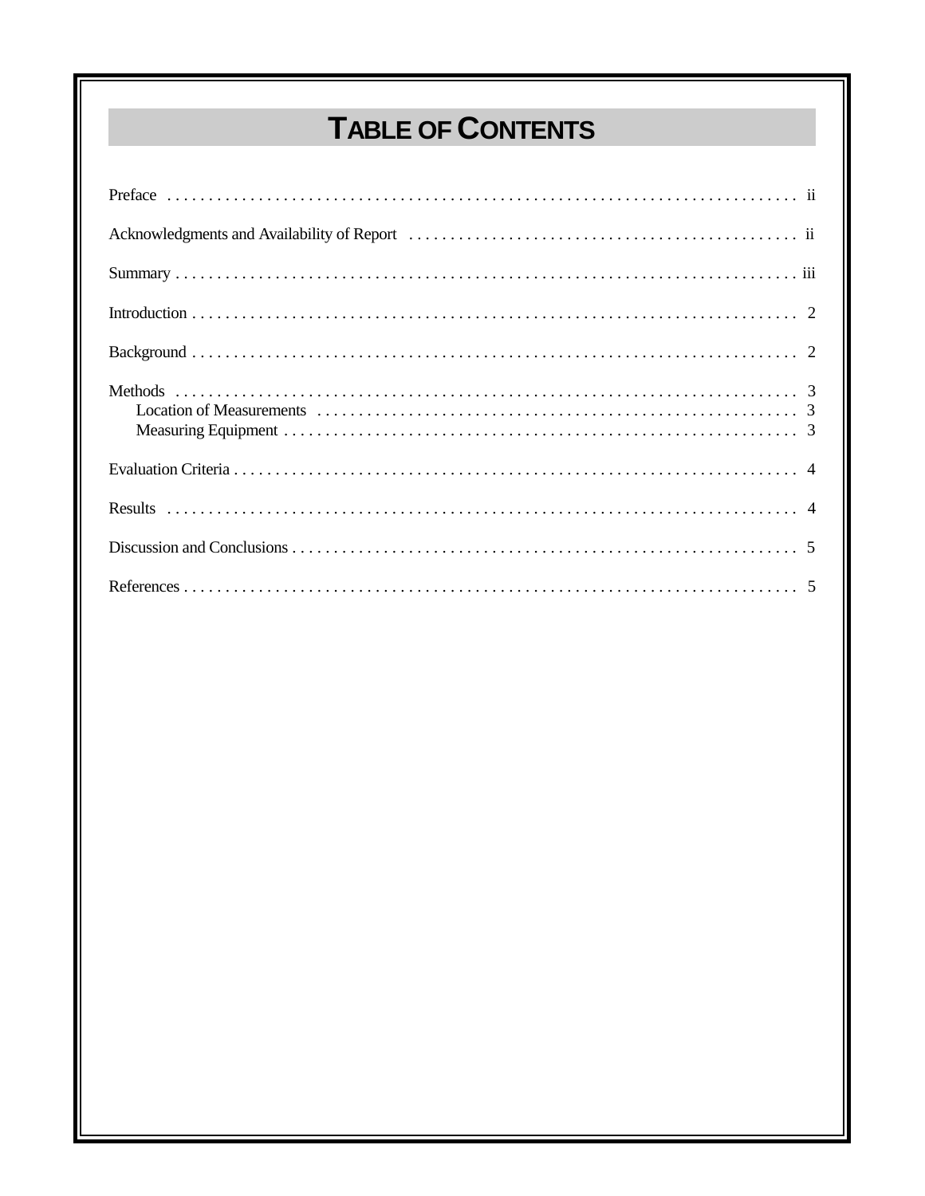# TABLE OF CONTENTS

Preface . . . . . . . . . . . . . . . . . . . . . . . . . . . . . . . . . . . . . . . . . . . . . . . . . . . . . . . . . . . . . . . . . . . . . . . . . . ii

Acknowledgments and Availability of Report . . . . . . . . . . . . . . . . . . . . . . . . . . . . . . . . . . . . . . . . . . . . . . ii

Summary . . . . . . . . . . . . . . . . . . . . . . . . . . . . . . . . . . . . . . . . . . . . . . . . . . . . . . . . . . . . . . . . . . . . . . . . . iii

Introduction . . . . . . . . . . . . . . . . . . . . . . . . . . . . . . . . . . . . . . . . . . . . . . . . . . . . . . . . . . . . . . . . . . . . . . . 2

Background . . . . . . . . . . . . . . . . . . . . . . . . . . . . . . . . . . . . . . . . . . . . . . . . . . . . . . . . . . . . . . . . . . . . . . . 2

Methods . . . . . . . . . . . . . . . . . . . . . . . . . . . . . . . . . . . . . . . . . . . . . . . . . . . . . . . . . . . . . . . . . . . . . . . . . 3
- Location of Measurements . . . . . . . . . . . . . . . . . . . . . . . . . . . . . . . . . . . . . . . . . . . . . . . . . . . . . . . . . 3
- Measuring Equipment . . . . . . . . . . . . . . . . . . . . . . . . . . . . . . . . . . . . . . . . . . . . . . . . . . . . . . . . . . . . . 3

Evaluation Criteria . . . . . . . . . . . . . . . . . . . . . . . . . . . . . . . . . . . . . . . . . . . . . . . . . . . . . . . . . . . . . . . . . . 4

Results . . . . . . . . . . . . . . . . . . . . . . . . . . . . . . . . . . . . . . . . . . . . . . . . . . . . . . . . . . . . . . . . . . . . . . . . . . 4

Discussion and Conclusions . . . . . . . . . . . . . . . . . . . . . . . . . . . . . . . . . . . . . . . . . . . . . . . . . . . . . . . . . . . . 5

References . . . . . . . . . . . . . . . . . . . . . . . . . . . . . . . . . . . . . . . . . . . . . . . . . . . . . . . . . . . . . . . . . . . . . . . . 5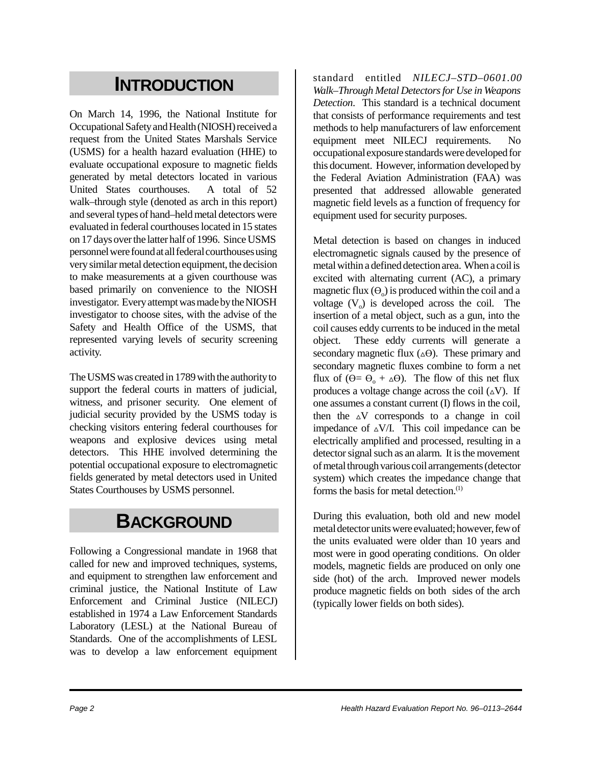# INTRODUCTION

On March 14, 1996, the National Institute for Occupational Safety and Health (NIOSH) received a request from the United States Marshals Service (USMS) for a health hazard evaluation (HHE) to evaluate occupational exposure to magnetic fields generated by metal detectors located in various United States courthouses. A total of 52 walk–through style (denoted as arch in this report) and several types of hand–held metal detectors were evaluated in federal courthouses located in 15 states on 17 days over the latter half of 1996. Since USMS personnel were found at all federal courthouses using very similar metal detection equipment, the decision to make measurements at a given courthouse was based primarily on convenience to the NIOSH investigator. Every attempt was made by the NIOSH investigator to choose sites, with the advise of the Safety and Health Office of the USMS, that represented varying levels of security screening activity.

The USMS was created in 1789 with the authority to support the federal courts in matters of judicial, witness, and prisoner security. One element of judicial security provided by the USMS today is checking visitors entering federal courthouses for weapons and explosive devices using metal detectors. This HHE involved determining the potential occupational exposure to electromagnetic fields generated by metal detectors used in United States Courthouses by USMS personnel.

# BACKGROUND

Following a Congressional mandate in 1968 that called for new and improved techniques, systems, and equipment to strengthen law enforcement and criminal justice, the National Institute of Law Enforcement and Criminal Justice (NILECJ) established in 1974 a Law Enforcement Standards Laboratory (LESL) at the National Bureau of Standards. One of the accomplishments of LESL was to develop a law enforcement equipment standard entitled *NILECJ–STD–0601.00 Walk–Through Metal Detectors for Use in Weapons Detection*. This standard is a technical document that consists of performance requirements and test methods to help manufacturers of law enforcement equipment meet NILECJ requirements. No occupational exposure standards were developed for this document. However, information developed by the Federal Aviation Administration (FAA) was presented that addressed allowable generated magnetic field levels as a function of frequency for equipment used for security purposes.

Metal detection is based on changes in induced electromagnetic signals caused by the presence of metal within a defined detection area. When a coil is excited with alternating current (AC), a primary magnetic flux ($\Theta_o$) is produced within the coil and a voltage ($V_o$) is developed across the coil. The insertion of a metal object, such as a gun, into the coil causes eddy currents to be induced in the metal object. These eddy currents will generate a secondary magnetic flux ($\Delta\Theta$). These primary and secondary magnetic fluxes combine to form a net flux of ($\Theta = \Theta_o + \Delta\Theta$). The flow of this net flux produces a voltage change across the coil ($\Delta V$). If one assumes a constant current (I) flows in the coil, then the $\Delta V$ corresponds to a change in coil impedance of $\Delta V/I$. This coil impedance can be electrically amplified and processed, resulting in a detector signal such as an alarm. It is the movement of metal through various coil arrangements (detector system) which creates the impedance change that forms the basis for metal detection.[1]

During this evaluation, both old and new model metal detector units were evaluated; however, few of the units evaluated were older than 10 years and most were in good operating conditions. On older models, magnetic fields are produced on only one side (hot) of the arch. Improved newer models produce magnetic fields on both sides of the arch (typically lower fields on both sides).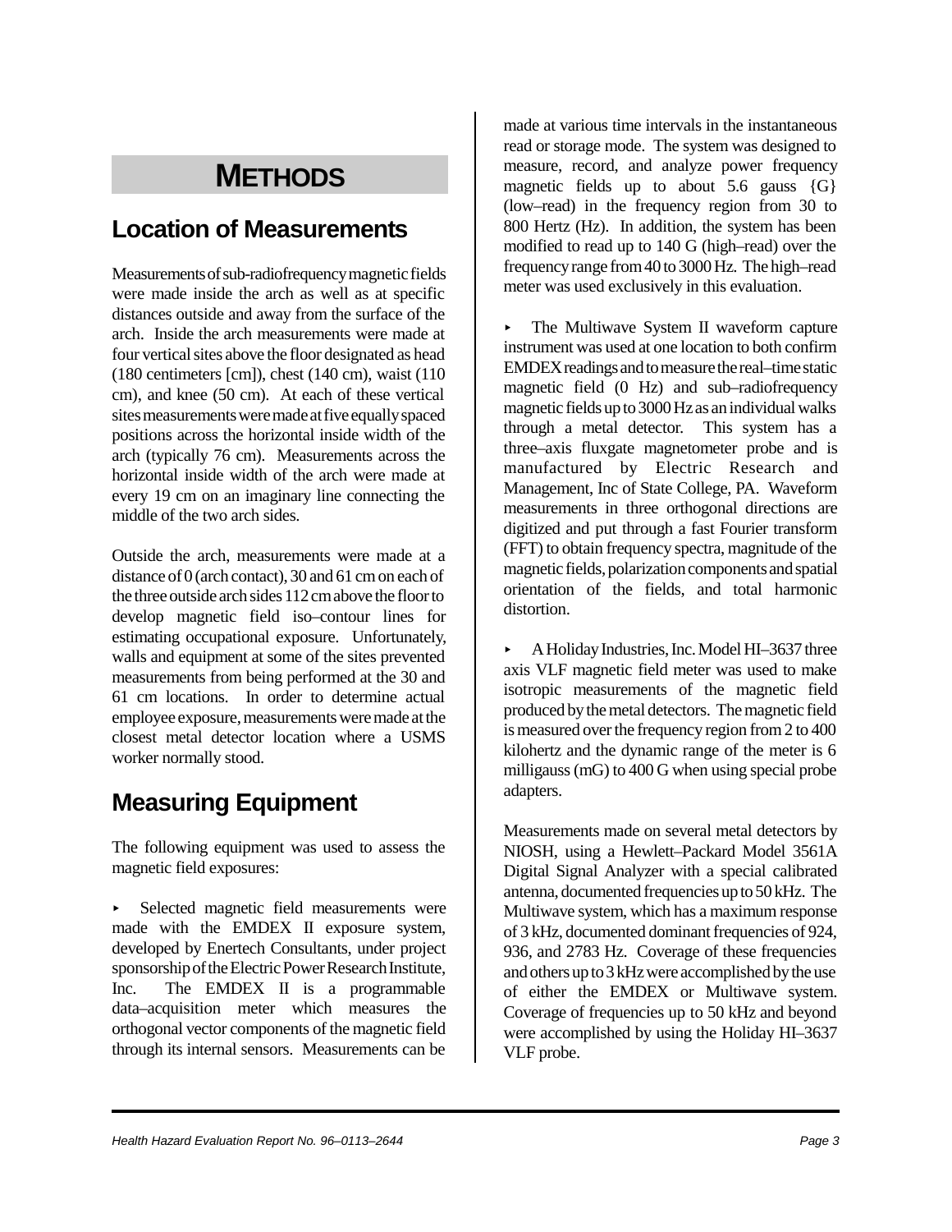# METHODS

## Location of Measurements

Measurements of sub-radiofrequency magnetic fields were made inside the arch as well as at specific distances outside and away from the surface of the arch. Inside the arch measurements were made at four vertical sites above the floor designated as head (180 centimeters [cm]), chest (140 cm), waist (110 cm), and knee (50 cm). At each of these vertical sites measurements were made at five equally spaced positions across the horizontal inside width of the arch (typically 76 cm). Measurements across the horizontal inside width of the arch were made at every 19 cm on an imaginary line connecting the middle of the two arch sides.

Outside the arch, measurements were made at a distance of 0 (arch contact), 30 and 61 cm on each of the three outside arch sides 112 cm above the floor to develop magnetic field iso–contour lines for estimating occupational exposure. Unfortunately, walls and equipment at some of the sites prevented measurements from being performed at the 30 and 61 cm locations. In order to determine actual employee exposure, measurements were made at the closest metal detector location where a USMS worker normally stood.

## Measuring Equipment

The following equipment was used to assess the magnetic field exposures:

- Selected magnetic field measurements were made with the EMDEX II exposure system, developed by Enertech Consultants, under project sponsorship of the Electric Power Research Institute, Inc. The EMDEX II is a programmable data–acquisition meter which measures the orthogonal vector components of the magnetic field through its internal sensors. Measurements can be made at various time intervals in the instantaneous read or storage mode. The system was designed to measure, record, and analyze power frequency magnetic fields up to about 5.6 gauss {G} (low–read) in the frequency region from 30 to 800 Hertz (Hz). In addition, the system has been modified to read up to 140 G (high–read) over the frequency range from 40 to 3000 Hz. The high–read meter was used exclusively in this evaluation.

- The Multiwave System II waveform capture instrument was used at one location to both confirm EMDEX readings and to measure the real–time static magnetic field (0 Hz) and sub–radiofrequency magnetic fields up to 3000 Hz as an individual walks through a metal detector. This system has a three–axis fluxgate magnetometer probe and is manufactured by Electric Research and Management, Inc of State College, PA. Waveform measurements in three orthogonal directions are digitized and put through a fast Fourier transform (FFT) to obtain frequency spectra, magnitude of the magnetic fields, polarization components and spatial orientation of the fields, and total harmonic distortion.

- A Holiday Industries, Inc. Model HI–3637 three axis VLF magnetic field meter was used to make isotropic measurements of the magnetic field produced by the metal detectors. The magnetic field is measured over the frequency region from 2 to 400 kilohertz and the dynamic range of the meter is 6 milligauss (mG) to 400 G when using special probe adapters.

Measurements made on several metal detectors by NIOSH, using a Hewlett–Packard Model 3561A Digital Signal Analyzer with a special calibrated antenna, documented frequencies up to 50 kHz. The Multiwave system, which has a maximum response of 3 kHz, documented dominant frequencies of 924, 936, and 2783 Hz. Coverage of these frequencies and others up to 3 kHz were accomplished by the use of either the EMDEX or Multiwave system. Coverage of frequencies up to 50 kHz and beyond were accomplished by using the Holiday HI–3637 VLF probe.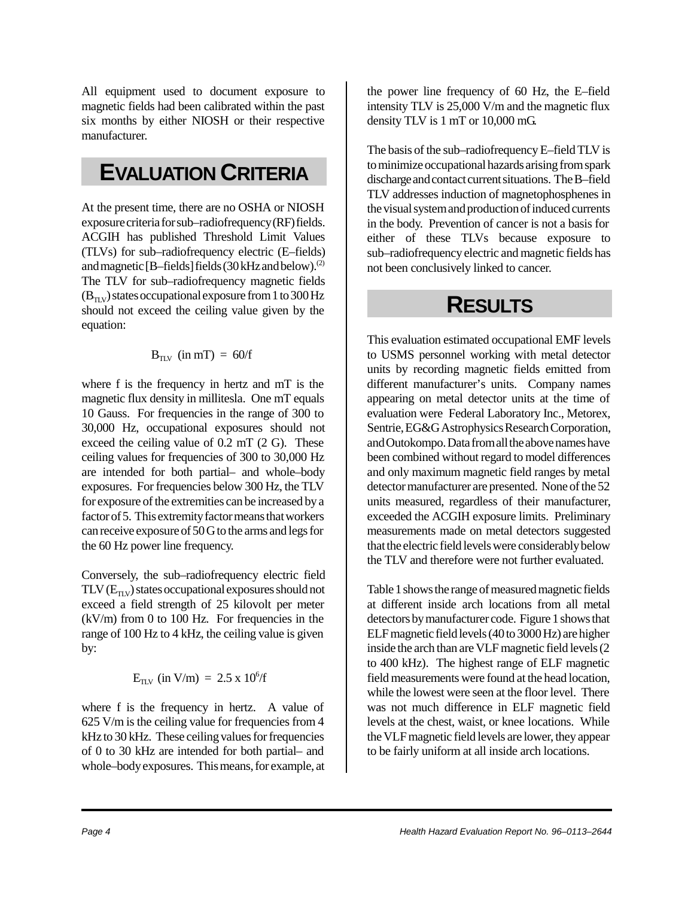All equipment used to document exposure to magnetic fields had been calibrated within the past six months by either NIOSH or their respective manufacturer.

## EVALUATION CRITERIA

At the present time, there are no OSHA or NIOSH exposure criteria for sub–radiofrequency (RF) fields. ACGIH has published Threshold Limit Values (TLVs) for sub–radiofrequency electric (E–fields) and magnetic [B–fields] fields (30 kHz and below).[2] The TLV for sub–radiofrequency magnetic fields ($B_{TLV}$) states occupational exposure from 1 to 300 Hz should not exceed the ceiling value given by the equation:

$$B_{TLV} \text{ (in mT)} = 60/f$$

where f is the frequency in hertz and mT is the magnetic flux density in millitesla. One mT equals 10 Gauss. For frequencies in the range of 300 to 30,000 Hz, occupational exposures should not exceed the ceiling value of 0.2 mT (2 G). These ceiling values for frequencies of 300 to 30,000 Hz are intended for both partial– and whole–body exposures. For frequencies below 300 Hz, the TLV for exposure of the extremities can be increased by a factor of 5. This extremity factor means that workers can receive exposure of 50 G to the arms and legs for the 60 Hz power line frequency.

Conversely, the sub–radiofrequency electric field TLV ($E_{TLV}$) states occupational exposures should not exceed a field strength of 25 kilovolt per meter (kV/m) from 0 to 100 Hz. For frequencies in the range of 100 Hz to 4 kHz, the ceiling value is given by:

$$E_{TLV} \text{ (in V/m)} = 2.5 \times 10^6/f$$

where f is the frequency in hertz. A value of 625 V/m is the ceiling value for frequencies from 4 kHz to 30 kHz. These ceiling values for frequencies of 0 to 30 kHz are intended for both partial– and whole–body exposures. This means, for example, at the power line frequency of 60 Hz, the E–field intensity TLV is 25,000 V/m and the magnetic flux density TLV is 1 mT or 10,000 mG.

The basis of the sub–radiofrequency E–field TLV is to minimize occupational hazards arising from spark discharge and contact current situations. The B–field TLV addresses induction of magnetophosphenes in the visual system and production of induced currents in the body. Prevention of cancer is not a basis for either of these TLVs because exposure to sub–radiofrequency electric and magnetic fields has not been conclusively linked to cancer.

## RESULTS

This evaluation estimated occupational EMF levels to USMS personnel working with metal detector units by recording magnetic fields emitted from different manufacturer's units. Company names appearing on metal detector units at the time of evaluation were Federal Laboratory Inc., Metorex, Sentrie, EG&G Astrophysics Research Corporation, and Outokompo. Data from all the above names have been combined without regard to model differences and only maximum magnetic field ranges by metal detector manufacturer are presented. None of the 52 units measured, regardless of their manufacturer, exceeded the ACGIH exposure limits. Preliminary measurements made on metal detectors suggested that the electric field levels were considerably below the TLV and therefore were not further evaluated.

Table 1 shows the range of measured magnetic fields at different inside arch locations from all metal detectors by manufacturer code. Figure 1 shows that ELF magnetic field levels (40 to 3000 Hz) are higher inside the arch than are VLF magnetic field levels (2 to 400 kHz). The highest range of ELF magnetic field measurements were found at the head location, while the lowest were seen at the floor level. There was not much difference in ELF magnetic field levels at the chest, waist, or knee locations. While the VLF magnetic field levels are lower, they appear to be fairly uniform at all inside arch locations.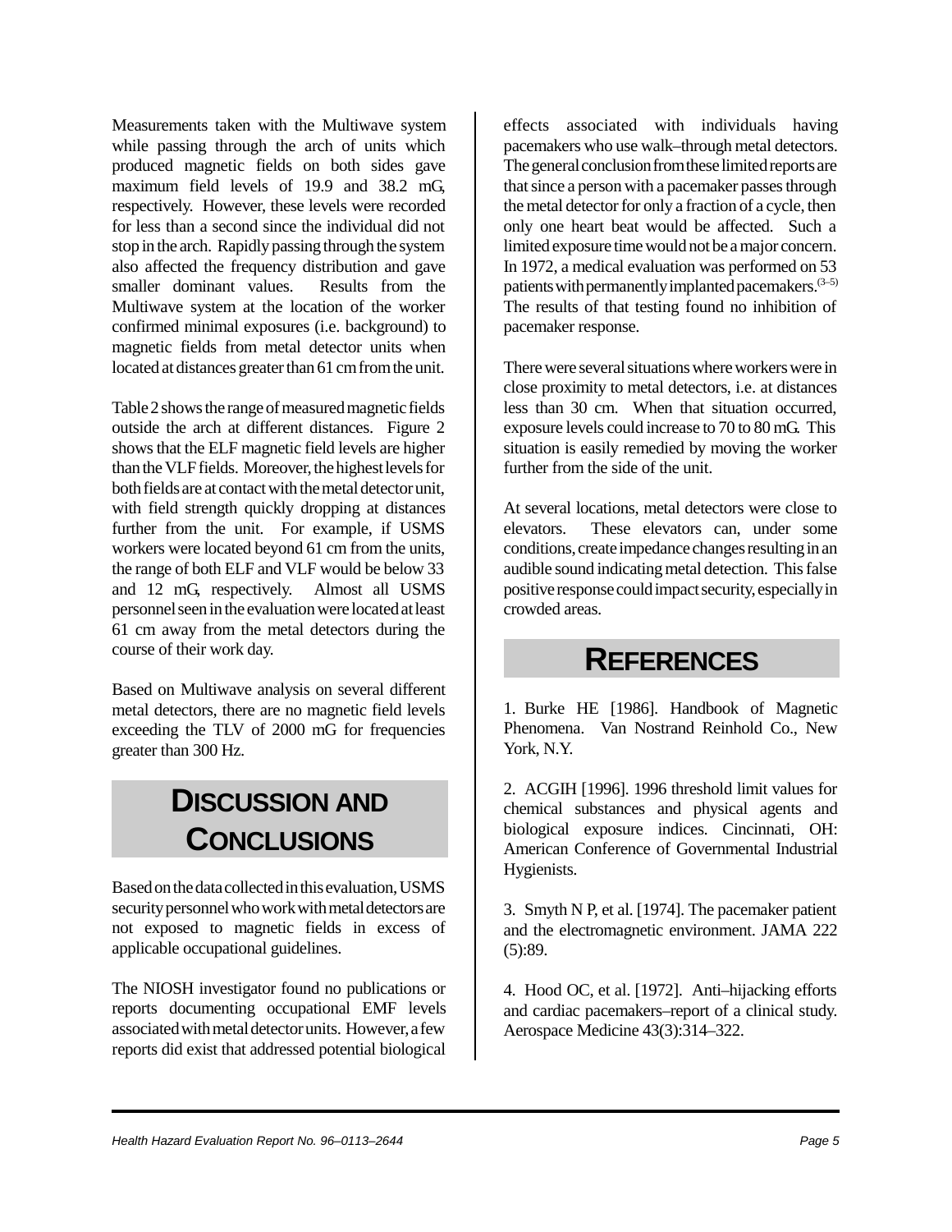Measurements taken with the Multiwave system while passing through the arch of units which produced magnetic fields on both sides gave maximum field levels of 19.9 and 38.2 mG, respectively. However, these levels were recorded for less than a second since the individual did not stop in the arch. Rapidly passing through the system also affected the frequency distribution and gave smaller dominant values. Results from the Multiwave system at the location of the worker confirmed minimal exposures (i.e. background) to magnetic fields from metal detector units when located at distances greater than 61 cm from the unit.

Table 2 shows the range of measured magnetic fields outside the arch at different distances. Figure 2 shows that the ELF magnetic field levels are higher than the VLF fields. Moreover, the highest levels for both fields are at contact with the metal detector unit, with field strength quickly dropping at distances further from the unit. For example, if USMS workers were located beyond 61 cm from the units, the range of both ELF and VLF would be below 33 and 12 mG, respectively. Almost all USMS personnel seen in the evaluation were located at least 61 cm away from the metal detectors during the course of their work day.

Based on Multiwave analysis on several different metal detectors, there are no magnetic field levels exceeding the TLV of 2000 mG for frequencies greater than 300 Hz.

# DISCUSSION AND CONCLUSIONS

Based on the data collected in this evaluation, USMS security personnel who work with metal detectors are not exposed to magnetic fields in excess of applicable occupational guidelines.

The NIOSH investigator found no publications or reports documenting occupational EMF levels associated with metal detector units. However, a few reports did exist that addressed potential biological effects associated with individuals having pacemakers who use walk–through metal detectors. The general conclusion from these limited reports are that since a person with a pacemaker passes through the metal detector for only a fraction of a cycle, then only one heart beat would be affected. Such a limited exposure time would not be a major concern. In 1972, a medical evaluation was performed on 53 patients with permanently implanted pacemakers.[3–5] The results of that testing found no inhibition of pacemaker response.

There were several situations where workers were in close proximity to metal detectors, i.e. at distances less than 30 cm. When that situation occurred, exposure levels could increase to 70 to 80 mG. This situation is easily remedied by moving the worker further from the side of the unit.

At several locations, metal detectors were close to elevators. These elevators can, under some conditions, create impedance changes resulting in an audible sound indicating metal detection. This false positive response could impact security, especially in crowded areas.

# REFERENCES

1. Burke HE [1986]. Handbook of Magnetic Phenomena. Van Nostrand Reinhold Co., New York, N.Y.

2. ACGIH [1996]. 1996 threshold limit values for chemical substances and physical agents and biological exposure indices. Cincinnati, OH: American Conference of Governmental Industrial Hygienists.

3. Smyth N P, et al. [1974]. The pacemaker patient and the electromagnetic environment. JAMA 222 (5):89.

4. Hood OC, et al. [1972]. Anti–hijacking efforts and cardiac pacemakers–report of a clinical study. Aerospace Medicine 43(3):314–322.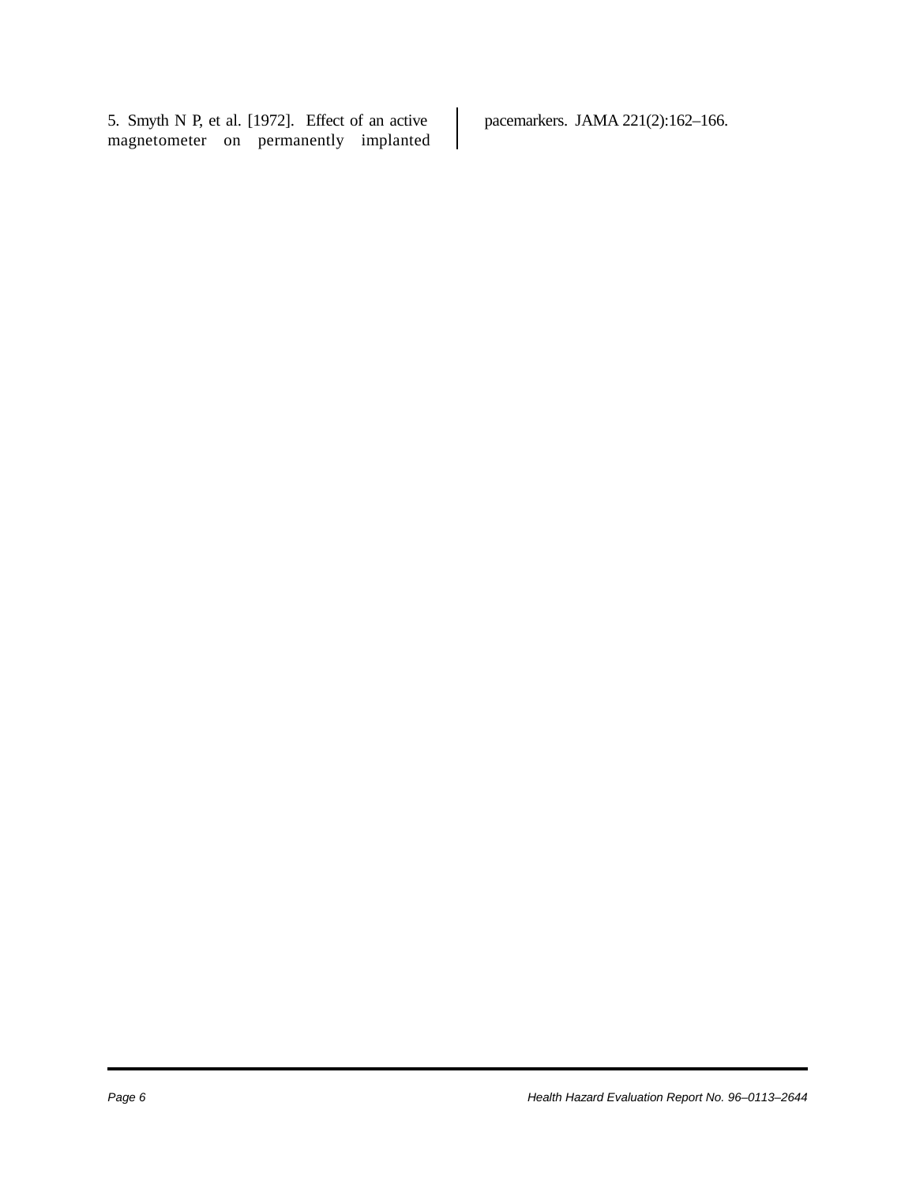5. Smyth N P, et al. [1972]. Effect of an active magnetometer on permanently implanted pacemarkers. JAMA 221(2):162–166.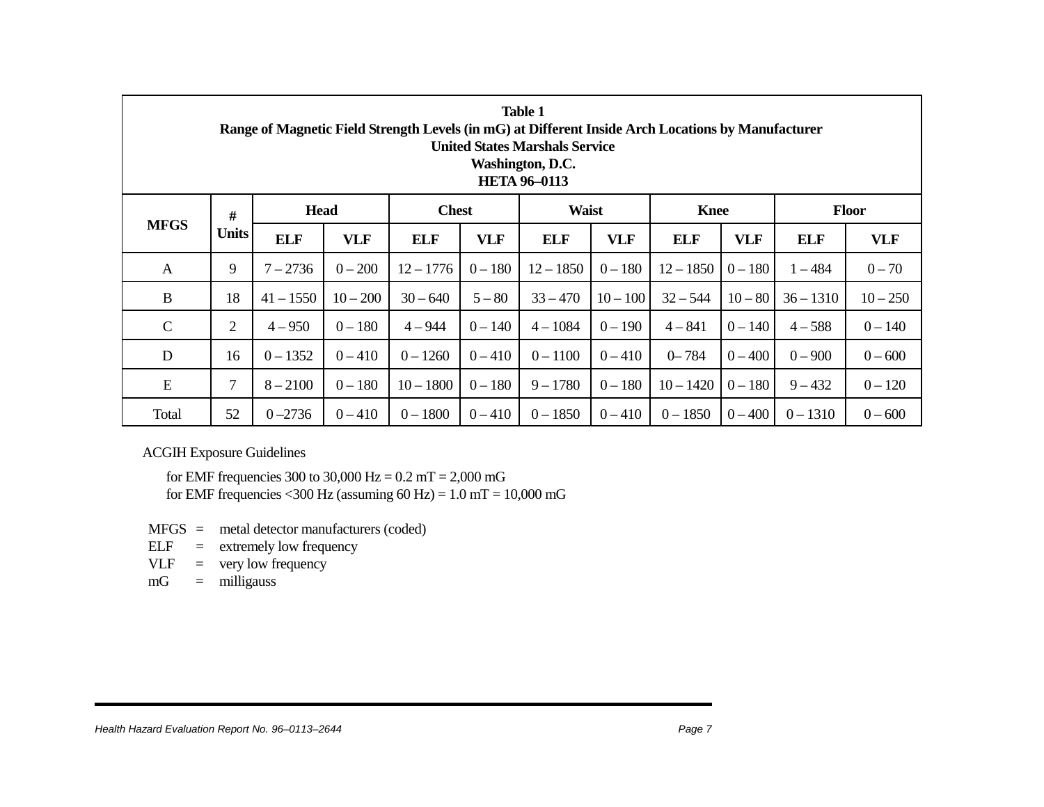**Table 1**
**Range of Magnetic Field Strength Levels (in mG) at Different Inside Arch Locations by Manufacturer**
**United States Marshals Service**
**Washington, D.C.**
**HETA 96–0113**

| MFGS | # Units | Head | | Chest | | Waist | | Knee | | Floor | |
|---|---|---|---|---|---|---|---|---|---|---|---|
| | | ELF | VLF | ELF | VLF | ELF | VLF | ELF | VLF | ELF | VLF |
| A | 9 | 7 – 2736 | 0 – 200 | 12 – 1776 | 0 – 180 | 12 – 1850 | 0 – 180 | 12 – 1850 | 0 – 180 | 1 – 484 | 0 – 70 |
| B | 18 | 41 – 1550 | 10 – 200 | 30 – 640 | 5 – 80 | 33 – 470 | 10 – 100 | 32 – 544 | 10 – 80 | 36 – 1310 | 10 – 250 |
| C | 2 | 4 – 950 | 0 – 180 | 4 – 944 | 0 – 140 | 4 – 1084 | 0 – 190 | 4 – 841 | 0 – 140 | 4 – 588 | 0 – 140 |
| D | 16 | 0 – 1352 | 0 – 410 | 0 – 1260 | 0 – 410 | 0 – 1100 | 0 – 410 | 0– 784 | 0 – 400 | 0 – 900 | 0 – 600 |
| E | 7 | 8 – 2100 | 0 – 180 | 10 – 1800 | 0 – 180 | 9 – 1780 | 0 – 180 | 10 – 1420 | 0 – 180 | 9 – 432 | 0 – 120 |
| Total | 52 | 0 –2736 | 0 – 410 | 0 – 1800 | 0 – 410 | 0 – 1850 | 0 – 410 | 0 – 1850 | 0 – 400 | 0 – 1310 | 0 – 600 |

ACGIH Exposure Guidelines

for EMF frequencies 300 to 30,000 Hz = 0.2 mT = 2,000 mG
for EMF frequencies <300 Hz (assuming 60 Hz) = 1.0 mT = 10,000 mG

MFGS = metal detector manufacturers (coded)
ELF = extremely low frequency
VLF = very low frequency
mG = milligauss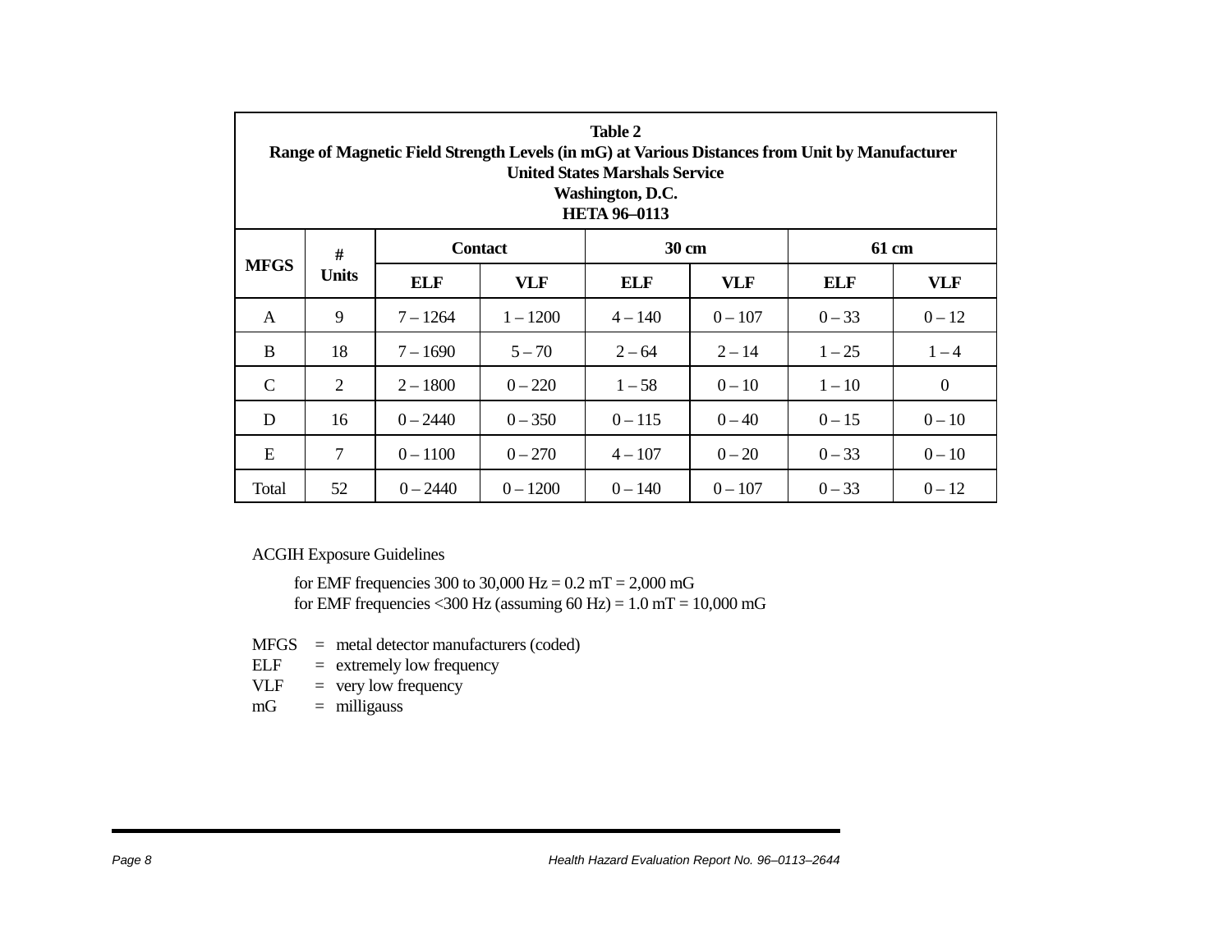**Table 2**
**Range of Magnetic Field Strength Levels (in mG) at Various Distances from Unit by Manufacturer**
**United States Marshals Service**
**Washington, D.C.**
**HETA 96–0113**

| MFGS | # Units | Contact | | 30 cm | | 61 cm | |
|---|---|---|---|---|---|---|---|
| | | ELF | VLF | ELF | VLF | ELF | VLF |
| A | 9 | 7 – 1264 | 1 – 1200 | 4 – 140 | 0 – 107 | 0 – 33 | 0 – 12 |
| B | 18 | 7 – 1690 | 5 – 70 | 2 – 64 | 2 – 14 | 1 – 25 | 1 – 4 |
| C | 2 | 2 – 1800 | 0 – 220 | 1 – 58 | 0 – 10 | 1 – 10 | 0 |
| D | 16 | 0 – 2440 | 0 – 350 | 0 – 115 | 0 – 40 | 0 – 15 | 0 – 10 |
| E | 7 | 0 – 1100 | 0 – 270 | 4 – 107 | 0 – 20 | 0 – 33 | 0 – 10 |
| Total | 52 | 0 – 2440 | 0 – 1200 | 0 – 140 | 0 – 107 | 0 – 33 | 0 – 12 |

ACGIH Exposure Guidelines

for EMF frequencies 300 to 30,000 Hz = 0.2 mT = 2,000 mG
for EMF frequencies <300 Hz (assuming 60 Hz) = 1.0 mT = 10,000 mG

MFGS = metal detector manufacturers (coded)
ELF = extremely low frequency
VLF = very low frequency
mG = milligauss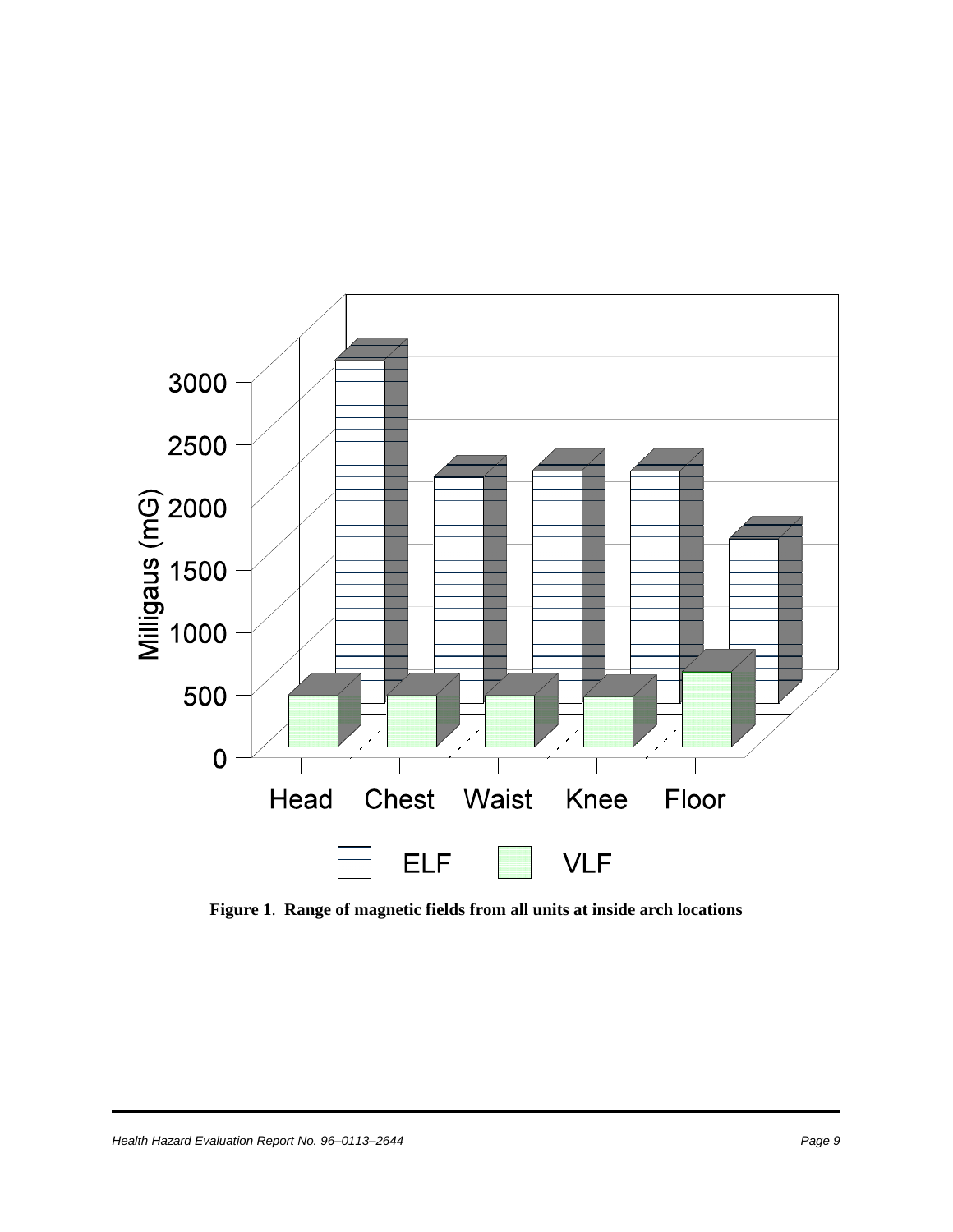**Figure 1**. **Range of magnetic fields from all units at inside arch locations**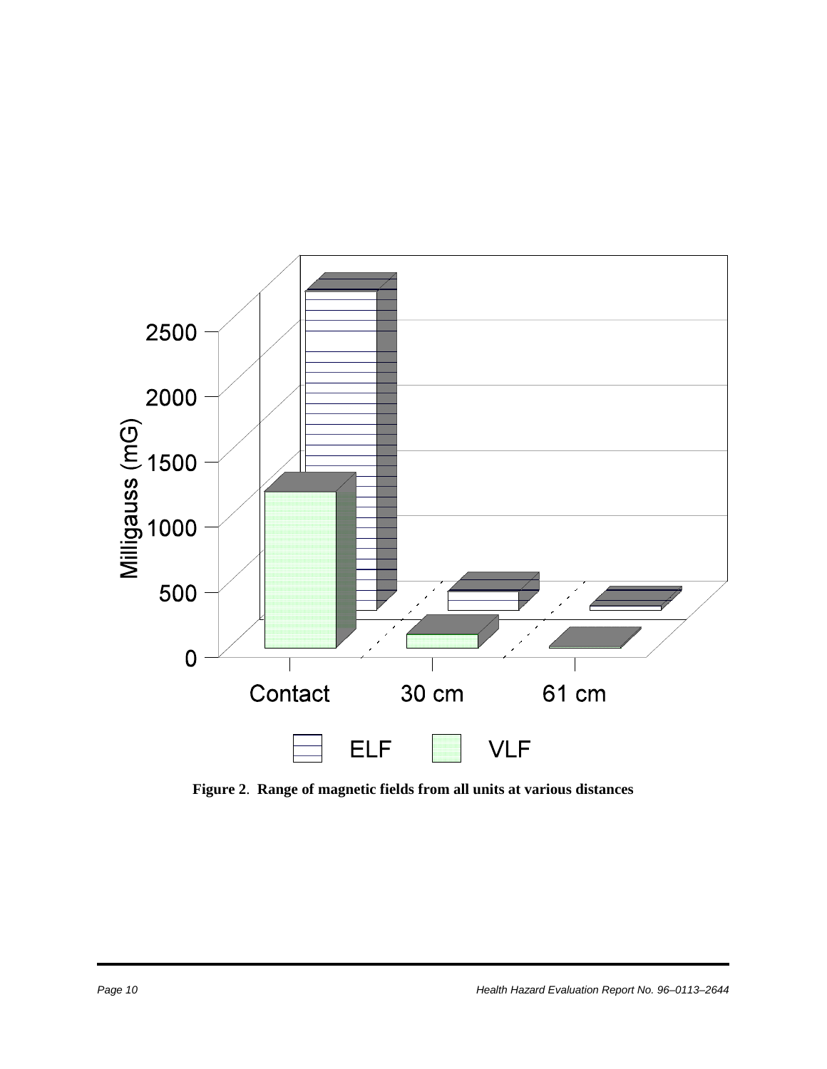**Figure 2**. **Range of magnetic fields from all units at various distances**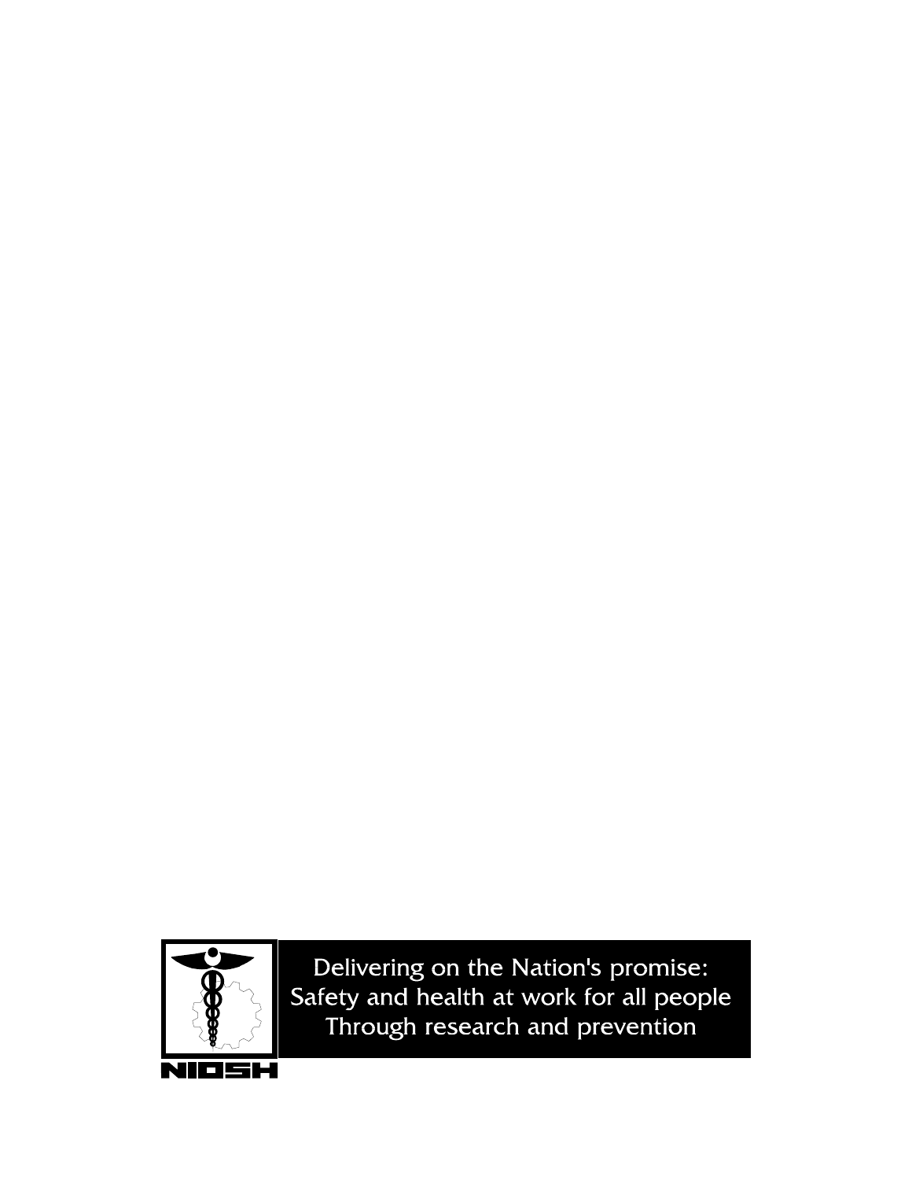Delivering on the Nation's promise:
Safety and health at work for all people
Through research and prevention

NIOSH